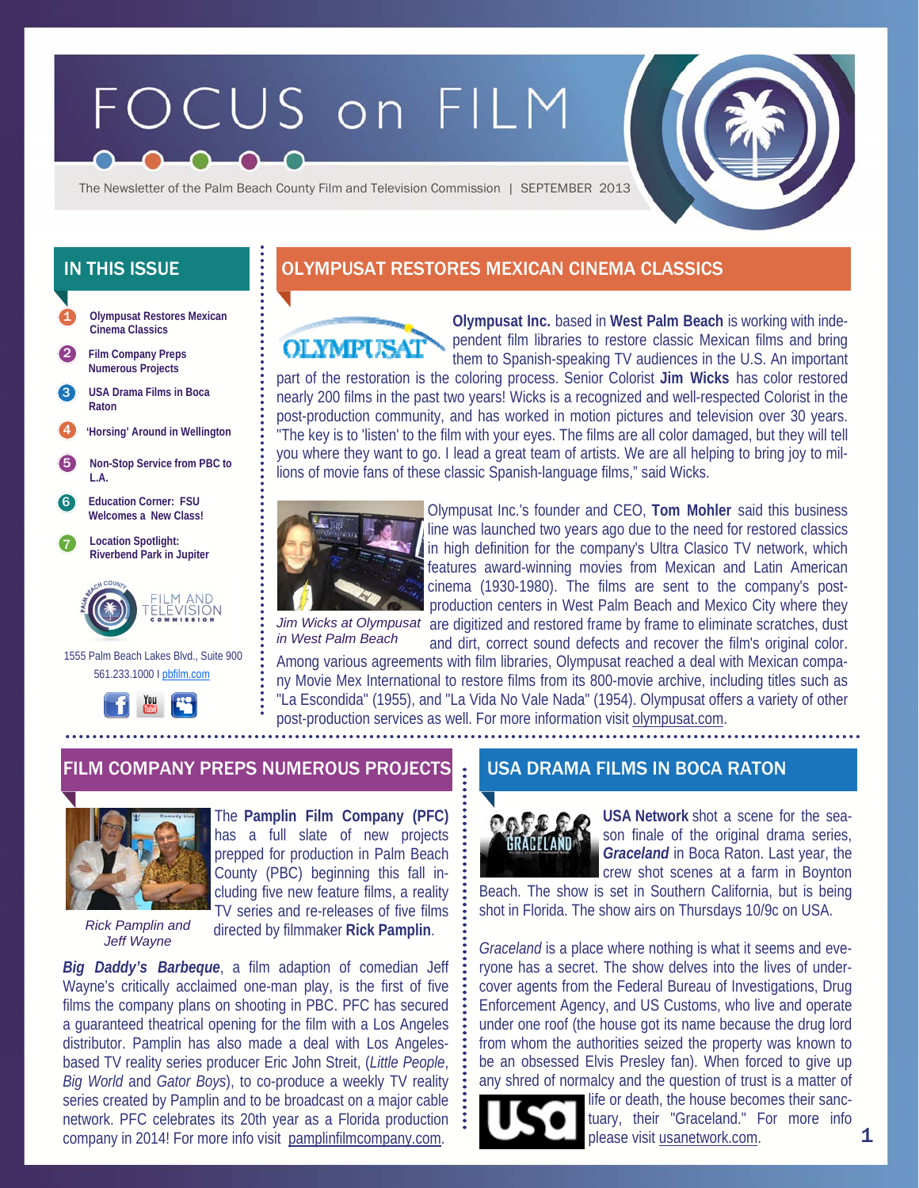# FOCUS on FILM

The Newsletter of the Palm Beach County Film and Television Commission | SEPTEMBER 2013

## IN THIS ISSUE

1. Olympusat Restores Mexican Cinema Classics
2. Film Company Preps Numerous Projects
3. USA Drama Films in Boca Raton
4. 'Horsing' Around in Wellington
5. Non-Stop Service from PBC to L.A.
6. Education Corner: FSU Welcomes a New Class!
7. Location Spotlight: Riverbend Park in Jupiter

FILM AND TELEVISION COMMISSION

1555 Palm Beach Lakes Blvd., Suite 900
561.233.1000 I pbfilm.com

## OLYMPUSAT RESTORES MEXICAN CINEMA CLASSICS

**Olympusat Inc.** based in **West Palm Beach** is working with independent film libraries to restore classic Mexican films and bring them to Spanish-speaking TV audiences in the U.S. An important part of the restoration is the coloring process. Senior Colorist **Jim Wicks** has color restored nearly 200 films in the past two years! Wicks is a recognized and well-respected Colorist in the post-production community, and has worked in motion pictures and television over 30 years. "The key is to 'listen' to the film with your eyes. The films are all color damaged, but they will tell you where they want to go. I lead a great team of artists. We are all helping to bring joy to millions of movie fans of these classic Spanish-language films," said Wicks.

*Jim Wicks at Olympusat in West Palm Beach*

Olympusat Inc.'s founder and CEO, **Tom Mohler** said this business line was launched two years ago due to the need for restored classics in high definition for the company's Ultra Clasico TV network, which features award-winning movies from Mexican and Latin American cinema (1930-1980). The films are sent to the company's post-production centers in West Palm Beach and Mexico City where they are digitized and restored frame by frame to eliminate scratches, dust and dirt, correct sound defects and recover the film's original color. Among various agreements with film libraries, Olympusat reached a deal with Mexican company Movie Mex International to restore films from its 800-movie archive, including titles such as "La Escondida" (1955), and "La Vida No Vale Nada" (1954). Olympusat offers a variety of other post-production services as well. For more information visit olympusat.com.

## FILM COMPANY PREPS NUMEROUS PROJECTS

The **Pamplin Film Company (PFC)** has a full slate of new projects prepped for production in Palm Beach County (PBC) beginning this fall including five new feature films, a reality TV series and re-releases of five films directed by filmmaker **Rick Pamplin**.

*Rick Pamplin and Jeff Wayne*

***Big Daddy's Barbeque***, a film adaption of comedian Jeff Wayne's critically acclaimed one-man play, is the first of five films the company plans on shooting in PBC. PFC has secured a guaranteed theatrical opening for the film with a Los Angeles distributor. Pamplin has also made a deal with Los Angeles-based TV reality series producer Eric John Streit, (*Little People*, *Big World* and *Gator Boys*), to co-produce a weekly TV reality series created by Pamplin and to be broadcast on a major cable network. PFC celebrates its 20th year as a Florida production company in 2014! For more info visit pamplinfilmcompany.com.

## USA DRAMA FILMS IN BOCA RATON

**USA Network** shot a scene for the season finale of the original drama series, ***Graceland*** in Boca Raton. Last year, the crew shot scenes at a farm in Boynton Beach. The show is set in Southern California, but is being shot in Florida. The show airs on Thursdays 10/9c on USA.

*Graceland* is a place where nothing is what it seems and everyone has a secret. The show delves into the lives of undercover agents from the Federal Bureau of Investigations, Drug Enforcement Agency, and US Customs, who live and operate under one roof (the house got its name because the drug lord from whom the authorities seized the property was known to be an obsessed Elvis Presley fan). When forced to give up any shred of normalcy and the question of trust is a matter of life or death, the house becomes their sanctuary, their "Graceland." For more info please visit usanetwork.com.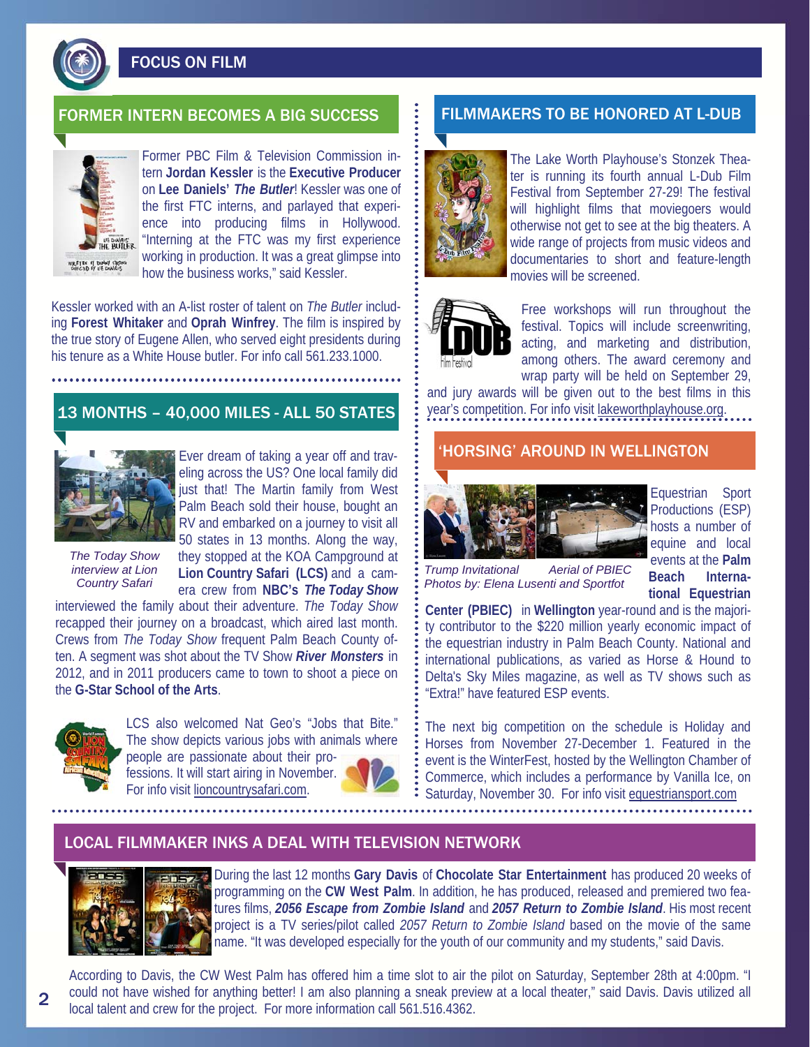# FOCUS ON FILM

## FORMER INTERN BECOMES A BIG SUCCESS

Former PBC Film & Television Commission intern **Jordan Kessler** is the **Executive Producer** on **Lee Daniels' *The Butler***! Kessler was one of the first FTC interns, and parlayed that experience into producing films in Hollywood. "Interning at the FTC was my first experience working in production. It was a great glimpse into how the business works," said Kessler.

Kessler worked with an A-list roster of talent on *The Butler* including **Forest Whitaker** and **Oprah Winfrey**. The film is inspired by the true story of Eugene Allen, who served eight presidents during his tenure as a White House butler. For info call 561.233.1000.

## 13 MONTHS – 40,000 MILES - ALL 50 STATES

*The Today Show interview at Lion Country Safari*

Ever dream of taking a year off and traveling across the US? One local family did just that! The Martin family from West Palm Beach sold their house, bought an RV and embarked on a journey to visit all 50 states in 13 months. Along the way, they stopped at the KOA Campground at **Lion Country Safari (LCS)** and a camera crew from **NBC's *The Today Show*** interviewed the family about their adventure. *The Today Show* recapped their journey on a broadcast, which aired last month. Crews from *The Today Show* frequent Palm Beach County often. A segment was shot about the TV Show ***River Monsters*** in 2012, and in 2011 producers came to town to shoot a piece on the **G-Star School of the Arts**.

LCS also welcomed Nat Geo's "Jobs that Bite." The show depicts various jobs with animals where people are passionate about their professions. It will start airing in November. For info visit lioncountrysafari.com.

## FILMMAKERS TO BE HONORED AT L-DUB

The Lake Worth Playhouse's Stonzek Theater is running its fourth annual L-Dub Film Festival from September 27-29! The festival will highlight films that moviegoers would otherwise not get to see at the big theaters. A wide range of projects from music videos and documentaries to short and feature-length movies will be screened.

Free workshops will run throughout the festival. Topics will include screenwriting, acting, and marketing and distribution, among others. The award ceremony and wrap party will be held on September 29, and jury awards will be given out to the best films in this year's competition. For info visit lakeworthplayhouse.org.

## 'HORSING' AROUND IN WELLINGTON

*Trump Invitational Aerial of PBIEC*
*Photos by: Elena Lusenti and Sportfot*

Equestrian Sport Productions (ESP) hosts a number of equine and local events at the **Palm Beach International Equestrian Center (PBIEC)** in **Wellington** year-round and is the majority contributor to the $220 million yearly economic impact of the equestrian industry in Palm Beach County. National and international publications, as varied as Horse & Hound to Delta's Sky Miles magazine, as well as TV shows such as "Extra!" have featured ESP events.

The next big competition on the schedule is Holiday and Horses from November 27-December 1. Featured in the event is the WinterFest, hosted by the Wellington Chamber of Commerce, which includes a performance by Vanilla Ice, on Saturday, November 30. For info visit equestriansport.com

## LOCAL FILMMAKER INKS A DEAL WITH TELEVISION NETWORK

During the last 12 months **Gary Davis** of **Chocolate Star Entertainment** has produced 20 weeks of programming on the **CW West Palm**. In addition, he has produced, released and premiered two features films, ***2056 Escape from Zombie Island*** and ***2057 Return to Zombie Island***. His most recent project is a TV series/pilot called *2057 Return to Zombie Island* based on the movie of the same name. "It was developed especially for the youth of our community and my students," said Davis.

According to Davis, the CW West Palm has offered him a time slot to air the pilot on Saturday, September 28th at 4:00pm. "I could not have wished for anything better! I am also planning a sneak preview at a local theater," said Davis. Davis utilized all local talent and crew for the project. For more information call 561.516.4362.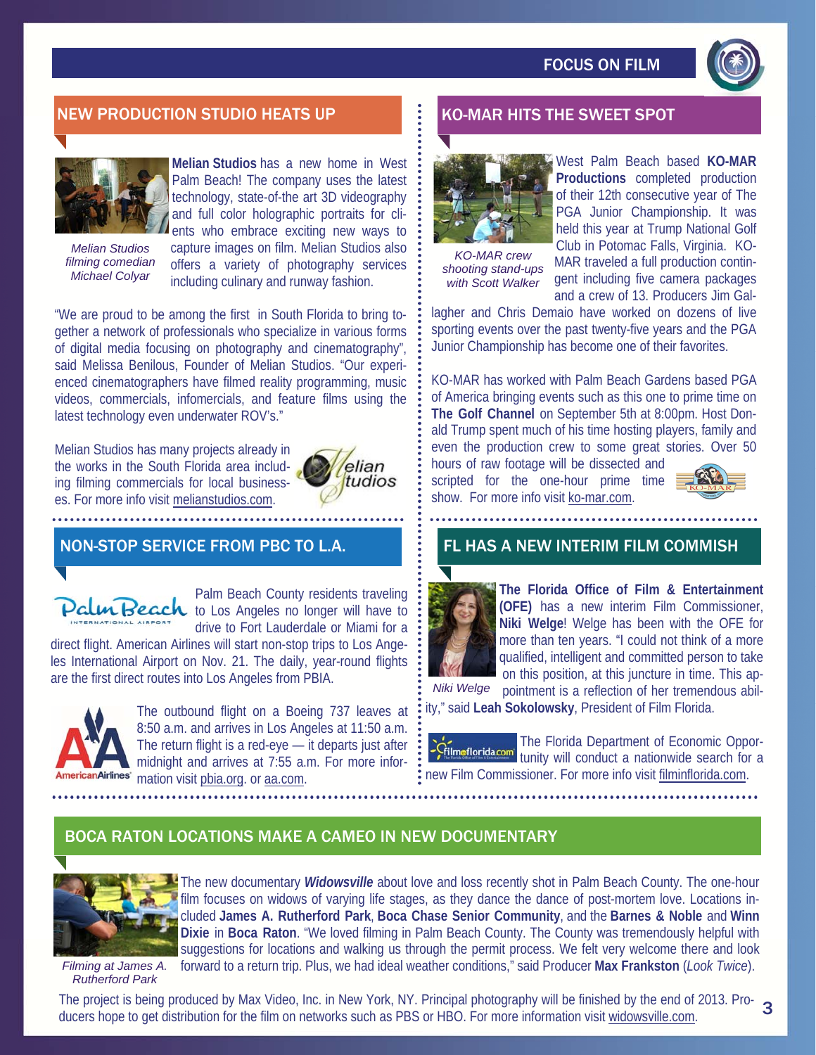## NEW PRODUCTION STUDIO HEATS UP

*Melian Studios filming comedian Michael Colyar*

**Melian Studios** has a new home in West Palm Beach! The company uses the latest technology, state-of-the art 3D videography and full color holographic portraits for clients who embrace exciting new ways to capture images on film. Melian Studios also offers a variety of photography services including culinary and runway fashion.

"We are proud to be among the first in South Florida to bring together a network of professionals who specialize in various forms of digital media focusing on photography and cinematography", said Melissa Benilous, Founder of Melian Studios. "Our experienced cinematographers have filmed reality programming, music videos, commercials, infomercials, and feature films using the latest technology even underwater ROV's."

Melian Studios has many projects already in the works in the South Florida area including filming commercials for local businesses. For more info visit melianstudios.com.

## NON-STOP SERVICE FROM PBC TO L.A.

Palm Beach County residents traveling to Los Angeles no longer will have to drive to Fort Lauderdale or Miami for a direct flight. American Airlines will start non-stop trips to Los Angeles International Airport on Nov. 21. The daily, year-round flights are the first direct routes into Los Angeles from PBIA.

The outbound flight on a Boeing 737 leaves at 8:50 a.m. and arrives in Los Angeles at 11:50 a.m. The return flight is a red-eye — it departs just after midnight and arrives at 7:55 a.m. For more information visit pbia.org. or aa.com.

## KO-MAR HITS THE SWEET SPOT

*KO-MAR crew shooting stand-ups with Scott Walker*

West Palm Beach based **KO-MAR Productions** completed production of their 12th consecutive year of The PGA Junior Championship. It was held this year at Trump National Golf Club in Potomac Falls, Virginia. KO-MAR traveled a full production contingent including five camera packages and a crew of 13. Producers Jim Gallagher and Chris Demaio have worked on dozens of live sporting events over the past twenty-five years and the PGA Junior Championship has become one of their favorites.

KO-MAR has worked with Palm Beach Gardens based PGA of America bringing events such as this one to prime time on **The Golf Channel** on September 5th at 8:00pm. Host Donald Trump spent much of his time hosting players, family and even the production crew to some great stories. Over 50 hours of raw footage will be dissected and scripted for the one-hour prime time show. For more info visit ko-mar.com.

## FL HAS A NEW INTERIM FILM COMMISH

*Niki Welge*

**The Florida Office of Film & Entertainment (OFE)** has a new interim Film Commissioner, **Niki Welge**! Welge has been with the OFE for more than ten years. "I could not think of a more qualified, intelligent and committed person to take on this position, at this juncture in time. This appointment is a reflection of her tremendous ability," said **Leah Sokolowsky**, President of Film Florida.

The Florida Department of Economic Opportunity will conduct a nationwide search for a new Film Commissioner. For more info visit filminflorida.com.

## BOCA RATON LOCATIONS MAKE A CAMEO IN NEW DOCUMENTARY

*Filming at James A. Rutherford Park*

The new documentary ***Widowsville*** about love and loss recently shot in Palm Beach County. The one-hour film focuses on widows of varying life stages, as they dance the dance of post-mortem love. Locations included **James A. Rutherford Park**, **Boca Chase Senior Community**, and the **Barnes & Noble** and **Winn Dixie** in **Boca Raton**. "We loved filming in Palm Beach County. The County was tremendously helpful with suggestions for locations and walking us through the permit process. We felt very welcome there and look forward to a return trip. Plus, we had ideal weather conditions," said Producer **Max Frankston** (*Look Twice*).

The project is being produced by Max Video, Inc. in New York, NY. Principal photography will be finished by the end of 2013. Producers hope to get distribution for the film on networks such as PBS or HBO. For more information visit widowsville.com.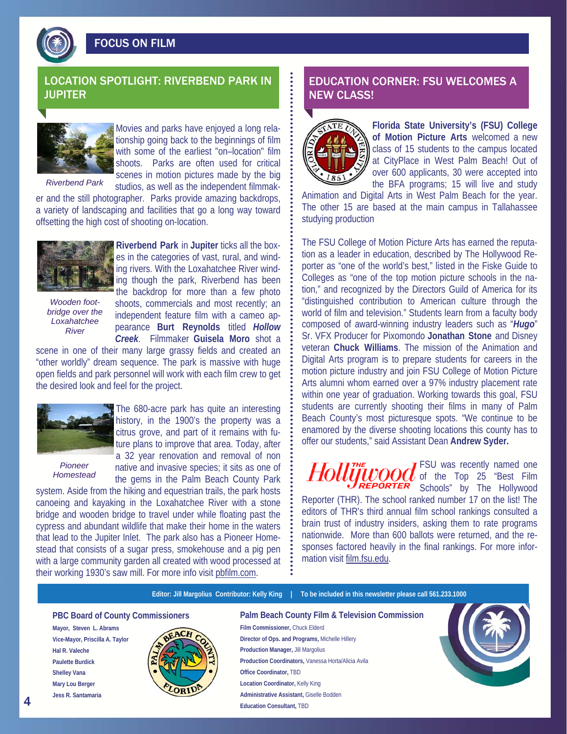# FOCUS ON FILM

## LOCATION SPOTLIGHT: RIVERBEND PARK IN JUPITER

*Riverbend Park*

Movies and parks have enjoyed a long relationship going back to the beginnings of film with some of the earliest "on–location" film shoots. Parks are often used for critical scenes in motion pictures made by the big studios, as well as the independent filmmaker and the still photographer. Parks provide amazing backdrops, a variety of landscaping and facilities that go a long way toward offsetting the high cost of shooting on-location.

*Wooden foot-bridge over the Loxahatchee River*

**Riverbend Park** in **Jupiter** ticks all the boxes in the categories of vast, rural, and winding rivers. With the Loxahatchee River winding though the park, Riverbend has been the backdrop for more than a few photo shoots, commercials and most recently; an independent feature film with a cameo appearance **Burt Reynolds** titled ***Hollow Creek***. Filmmaker **Guisela Moro** shot a scene in one of their many large grassy fields and created an "other worldly" dream sequence. The park is massive with huge open fields and park personnel will work with each film crew to get the desired look and feel for the project.

*Pioneer Homestead*

The 680-acre park has quite an interesting history, in the 1900's the property was a citrus grove, and part of it remains with future plans to improve that area. Today, after a 32 year renovation and removal of non native and invasive species; it sits as one of the gems in the Palm Beach County Park system. Aside from the hiking and equestrian trails, the park hosts canoeing and kayaking in the Loxahatchee River with a stone bridge and wooden bridge to travel under while floating past the cypress and abundant wildlife that make their home in the waters that lead to the Jupiter Inlet. The park also has a Pioneer Homestead that consists of a sugar press, smokehouse and a pig pen with a large community garden all created with wood processed at their working 1930's saw mill. For more info visit pbfilm.com.

## EDUCATION CORNER: FSU WELCOMES A NEW CLASS!

**Florida State University's (FSU) College of Motion Picture Arts** welcomed a new class of 15 students to the campus located at CityPlace in West Palm Beach! Out of over 600 applicants, 30 were accepted into the BFA programs; 15 will live and study Animation and Digital Arts in West Palm Beach for the year. The other 15 are based at the main campus in Tallahassee studying production

The FSU College of Motion Picture Arts has earned the reputation as a leader in education, described by The Hollywood Reporter as "one of the world's best," listed in the Fiske Guide to Colleges as "one of the top motion picture schools in the nation," and recognized by the Directors Guild of America for its "distinguished contribution to American culture through the world of film and television." Students learn from a faculty body composed of award-winning industry leaders such as "***Hugo***" Sr. VFX Producer for Pixomondo **Jonathan Stone** and Disney veteran **Chuck Williams**. The mission of the Animation and Digital Arts program is to prepare students for careers in the motion picture industry and join FSU College of Motion Picture Arts alumni whom earned over a 97% industry placement rate within one year of graduation. Working towards this goal, FSU students are currently shooting their films in many of Palm Beach County's most picturesque spots. "We continue to be enamored by the diverse shooting locations this county has to offer our students," said Assistant Dean **Andrew Syder.**

FSU was recently named one of the Top 25 "Best Film Schools" by The Hollywood Reporter (THR). The school ranked number 17 on the list! The editors of THR's third annual film school rankings consulted a brain trust of industry insiders, asking them to rate programs nationwide. More than 600 ballots were returned, and the responses factored heavily in the final rankings. For more information visit film.fsu.edu.

**Editor: Jill Margolius Contributor: Kelly King | To be included in this newsletter please call 561.233.1000**

### PBC Board of County Commissioners

**Mayor, Steven L. Abrams**
**Vice-Mayor, Priscilla A. Taylor**
**Hal R. Valeche**
**Paulette Burdick**
**Shelley Vana**
**Mary Lou Berger**
**Jess R. Santamaria**

### Palm Beach County Film & Television Commission

**Film Commissioner,** Chuck Elderd
**Director of Ops. and Programs,** Michelle Hillery
**Production Manager,** Jill Margolius
**Production Coordinators,** Vanessa Horta/Alicia Avila
**Office Coordinator,** TBD
**Location Coordinator,** Kelly King
**Administrative Assistant,** Giselle Bodden
**Education Consultant,** TBD